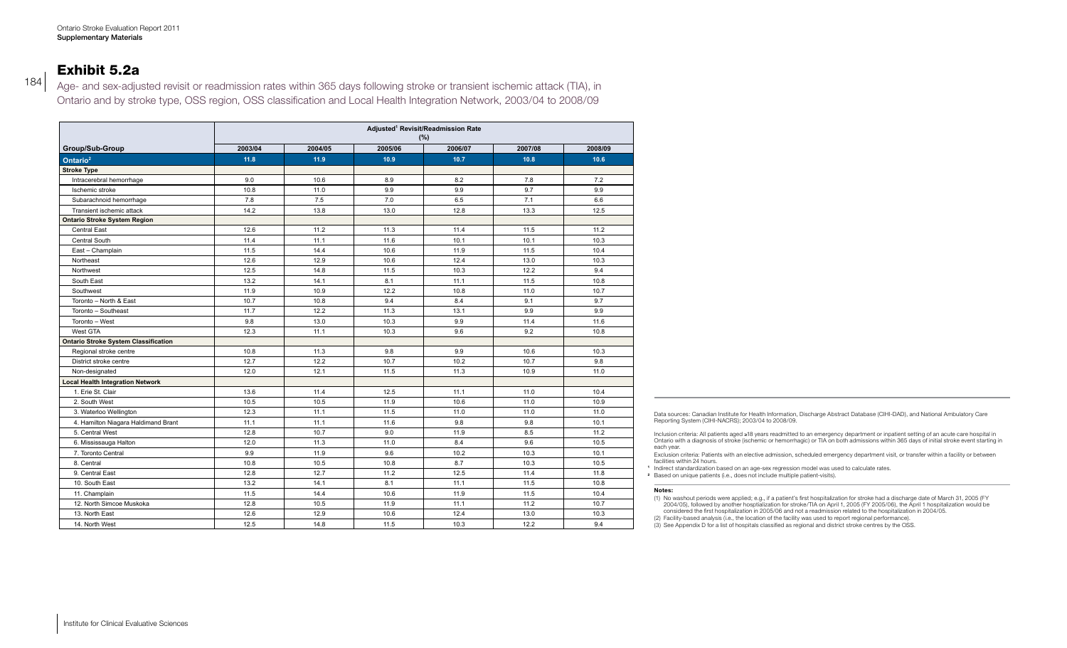## Exhibit 5.2a

Age- and sex-adjusted revisit or readmission rates within 365 days following stroke or transient ischemic attack (TIA), in Ontario and by stroke type, OSS region, OSS classification and Local Health Integration Network, 2003/04 to 2008/09

| | Adjusted[1] Revisit/Readmission Rate (%) | | | | | |
|---|---|---|---|---|---|---|
| **Group/Sub-Group** | **2003/04** | **2004/05** | **2005/06** | **2006/07** | **2007/08** | **2008/09** |
| **Ontario[2]** | **11.8** | **11.9** | **10.9** | **10.7** | **10.8** | **10.6** |
| **Stroke Type** | | | | | | |
| Intracerebral hemorrhage | 9.0 | 10.6 | 8.9 | 8.2 | 7.8 | 7.2 |
| Ischemic stroke | 10.8 | 11.0 | 9.9 | 9.9 | 9.7 | 9.9 |
| Subarachnoid hemorrhage | 7.8 | 7.5 | 7.0 | 6.5 | 7.1 | 6.6 |
| Transient ischemic attack | 14.2 | 13.8 | 13.0 | 12.8 | 13.3 | 12.5 |
| **Ontario Stroke System Region** | | | | | | |
| Central East | 12.6 | 11.2 | 11.3 | 11.4 | 11.5 | 11.2 |
| Central South | 11.4 | 11.1 | 11.6 | 10.1 | 10.1 | 10.3 |
| East – Champlain | 11.5 | 14.4 | 10.6 | 11.9 | 11.5 | 10.4 |
| Northeast | 12.6 | 12.9 | 10.6 | 12.4 | 13.0 | 10.3 |
| Northwest | 12.5 | 14.8 | 11.5 | 10.3 | 12.2 | 9.4 |
| South East | 13.2 | 14.1 | 8.1 | 11.1 | 11.5 | 10.8 |
| Southwest | 11.9 | 10.9 | 12.2 | 10.8 | 11.0 | 10.7 |
| Toronto – North & East | 10.7 | 10.8 | 9.4 | 8.4 | 9.1 | 9.7 |
| Toronto – Southeast | 11.7 | 12.2 | 11.3 | 13.1 | 9.9 | 9.9 |
| Toronto – West | 9.8 | 13.0 | 10.3 | 9.9 | 11.4 | 11.6 |
| West GTA | 12.3 | 11.1 | 10.3 | 9.6 | 9.2 | 10.8 |
| **Ontario Stroke System Classification** | | | | | | |
| Regional stroke centre | 10.8 | 11.3 | 9.8 | 9.9 | 10.6 | 10.3 |
| District stroke centre | 12.7 | 12.2 | 10.7 | 10.2 | 10.7 | 9.8 |
| Non-designated | 12.0 | 12.1 | 11.5 | 11.3 | 10.9 | 11.0 |
| **Local Health Integration Network** | | | | | | |
| 1. Erie St. Clair | 13.6 | 11.4 | 12.5 | 11.1 | 11.0 | 10.4 |
| 2. South West | 10.5 | 10.5 | 11.9 | 10.6 | 11.0 | 10.9 |
| 3. Waterloo Wellington | 12.3 | 11.1 | 11.5 | 11.0 | 11.0 | 11.0 |
| 4. Hamilton Niagara Haldimand Brant | 11.1 | 11.1 | 11.6 | 9.8 | 9.8 | 10.1 |
| 5. Central West | 12.8 | 10.7 | 9.0 | 11.9 | 8.5 | 11.2 |
| 6. Mississauga Halton | 12.0 | 11.3 | 11.0 | 8.4 | 9.6 | 10.5 |
| 7. Toronto Central | 9.9 | 11.9 | 9.6 | 10.2 | 10.3 | 10.1 |
| 8. Central | 10.8 | 10.5 | 10.8 | 8.7 | 10.3 | 10.5 |
| 9. Central East | 12.8 | 12.7 | 11.2 | 12.5 | 11.4 | 11.8 |
| 10. South East | 13.2 | 14.1 | 8.1 | 11.1 | 11.5 | 10.8 |
| 11. Champlain | 11.5 | 14.4 | 10.6 | 11.9 | 11.5 | 10.4 |
| 12. North Simcoe Muskoka | 12.8 | 10.5 | 11.9 | 11.1 | 11.2 | 10.7 |
| 13. North East | 12.6 | 12.9 | 10.6 | 12.4 | 13.0 | 10.3 |
| 14. North West | 12.5 | 14.8 | 11.5 | 10.3 | 12.2 | 9.4 |

Data sources: Canadian Institute for Health Information, Discharge Abstract Database (CIHI-DAD), and National Ambulatory Care Reporting System (CIHI-NACRS); 2003/04 to 2008/09.

Inclusion criteria: All patients aged ≥18 years readmitted to an emergency department or inpatient setting of an acute care hospital in Ontario with a diagnosis of stroke (ischemic or hemorrhagic) or TIA on both admissions within 365 days of initial stroke event starting in each year.

Exclusion criteria: Patients with an elective admission, scheduled emergency department visit, or transfer within a facility or between facilities within 24 hours.

[1] Indirect standardization based on an age-sex regression model was used to calculate rates.

[2] Based on unique patients (i.e., does not include multiple patient-visits).

**Notes:**

(1) No washout periods were applied; e.g., if a patient's first hospitalization for stroke had a discharge date of March 31, 2005 (FY 2004/05), followed by another hosptialization for stroke/TIA on April 1, 2005 (FY 2005/06), the April 1 hospitalization would be considered the first hospitalization in 2005/06 and not a readmission related to the hospitalization in 2004/05.

(2) Facility-based analysis (i.e., the location of the facility was used to report regional performance).

(3) See Appendix D for a list of hospitals classified as regional and district stroke centres by the OSS.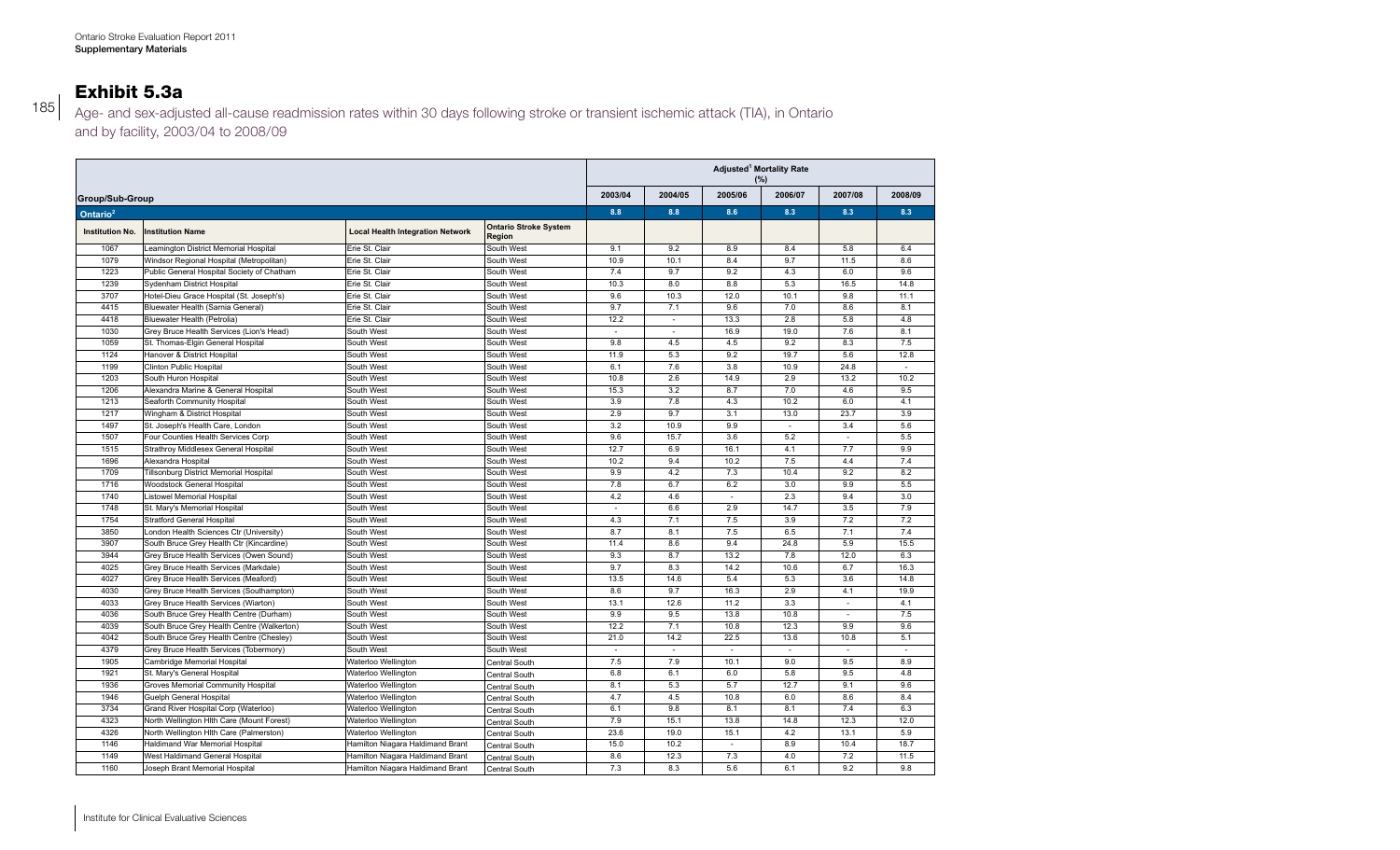## Exhibit 5.3a

Age- and sex-adjusted all-cause readmission rates within 30 days following stroke or transient ischemic attack (TIA), in Ontario and by facility, 2003/04 to 2008/09

| Group/Sub-Group | | | | Adjusted[1] Mortality Rate (%) | | | | | |
|---|---|---|---|---|---|---|---|---|---|
| | | | | 2003/04 | 2004/05 | 2005/06 | 2006/07 | 2007/08 | 2008/09 |
| Ontario[2] | | | | 8.8 | 8.8 | 8.6 | 8.3 | 8.3 | 8.3 |
| Institution No. | Institution Name | Local Health Integration Network | Ontario Stroke System Region | | | | | | |
| 1067 | Leamington District Memorial Hospital | Erie St. Clair | South West | 9.1 | 9.2 | 8.9 | 8.4 | 5.8 | 6.4 |
| 1079 | Windsor Regional Hospital (Metropolitan) | Erie St. Clair | South West | 10.9 | 10.1 | 8.4 | 9.7 | 11.5 | 8.6 |
| 1223 | Public General Hospital Society of Chatham | Erie St. Clair | South West | 7.4 | 9.7 | 9.2 | 4.3 | 6.0 | 9.6 |
| 1239 | Sydenham District Hospital | Erie St. Clair | South West | 10.3 | 8.0 | 8.8 | 5.3 | 16.5 | 14.8 |
| 3707 | Hotel-Dieu Grace Hospital (St. Joseph's) | Erie St. Clair | South West | 9.6 | 10.3 | 12.0 | 10.1 | 9.8 | 11.1 |
| 4415 | Bluewater Health (Sarnia General) | Erie St. Clair | South West | 9.7 | 7.1 | 9.6 | 7.0 | 8.6 | 8.1 |
| 4418 | Bluewater Health (Petrolia) | Erie St. Clair | South West | 12.2 | - | 13.3 | 2.8 | 5.8 | 4.8 |
| 1030 | Grey Bruce Health Services (Lion's Head) | South West | South West | - | - | 16.9 | 19.0 | 7.6 | 8.1 |
| 1059 | St. Thomas-Elgin General Hospital | South West | South West | 9.8 | 4.5 | 4.5 | 9.2 | 8.3 | 7.5 |
| 1124 | Hanover & District Hospital | South West | South West | 11.9 | 5.3 | 9.2 | 19.7 | 5.6 | 12.8 |
| 1199 | Clinton Public Hospital | South West | South West | 6.1 | 7.6 | 3.8 | 10.9 | 24.8 | - |
| 1203 | South Huron Hospital | South West | South West | 10.8 | 2.6 | 14.9 | 2.9 | 13.2 | 10.2 |
| 1206 | Alexandra Marine & General Hospital | South West | South West | 15.3 | 3.2 | 8.7 | 7.0 | 4.6 | 9.5 |
| 1213 | Seaforth Community Hospital | South West | South West | 3.9 | 7.8 | 4.3 | 10.2 | 6.0 | 4.1 |
| 1217 | Wingham & District Hospital | South West | South West | 2.9 | 9.7 | 3.1 | 13.0 | 23.7 | 3.9 |
| 1497 | St. Joseph's Health Care, London | South West | South West | 3.2 | 10.9 | 9.9 | - | 3.4 | 5.6 |
| 1507 | Four Counties Health Services Corp | South West | South West | 9.6 | 15.7 | 3.6 | 5.2 | - | 5.5 |
| 1515 | Strathroy Middlesex General Hospital | South West | South West | 12.7 | 6.9 | 16.1 | 4.1 | 7.7 | 9.9 |
| 1696 | Alexandra Hospital | South West | South West | 10.2 | 9.4 | 10.2 | 7.5 | 4.4 | 7.4 |
| 1709 | Tillsonburg District Memorial Hospital | South West | South West | 9.9 | 4.2 | 7.3 | 10.4 | 9.2 | 8.2 |
| 1716 | Woodstock General Hospital | South West | South West | 7.8 | 6.7 | 6.2 | 3.0 | 9.9 | 5.5 |
| 1740 | Listowel Memorial Hospital | South West | South West | 4.2 | 4.6 | - | 2.3 | 9.4 | 3.0 |
| 1748 | St. Mary's Memorial Hospital | South West | South West | - | 6.6 | 2.9 | 14.7 | 3.5 | 7.9 |
| 1754 | Stratford General Hospital | South West | South West | 4.3 | 7.1 | 7.5 | 3.9 | 7.2 | 7.2 |
| 3850 | London Health Sciences Ctr (University) | South West | South West | 8.7 | 8.1 | 7.5 | 6.5 | 7.1 | 7.4 |
| 3907 | South Bruce Grey Health Ctr (Kincardine) | South West | South West | 11.4 | 8.6 | 9.4 | 24.8 | 5.9 | 15.5 |
| 3944 | Grey Bruce Health Services (Owen Sound) | South West | South West | 9.3 | 8.7 | 13.2 | 7.8 | 12.0 | 6.3 |
| 4025 | Grey Bruce Health Services (Markdale) | South West | South West | 9.7 | 8.3 | 14.2 | 10.6 | 6.7 | 16.3 |
| 4027 | Grey Bruce Health Services (Meaford) | South West | South West | 13.5 | 14.6 | 5.4 | 5.3 | 3.6 | 14.8 |
| 4030 | Grey Bruce Health Services (Southampton) | South West | South West | 8.6 | 9.7 | 16.3 | 2.9 | 4.1 | 19.9 |
| 4033 | Grey Bruce Health Services (Wiarton) | South West | South West | 13.1 | 12.6 | 11.2 | 3.3 | - | 4.1 |
| 4036 | South Bruce Grey Health Centre (Durham) | South West | South West | 9.9 | 9.5 | 13.8 | 10.8 | - | 7.5 |
| 4039 | South Bruce Grey Health Centre (Walkerton) | South West | South West | 12.2 | 7.1 | 10.8 | 12.3 | 9.9 | 9.6 |
| 4042 | South Bruce Grey Health Centre (Chesley) | South West | South West | 21.0 | 14.2 | 22.5 | 13.6 | 10.8 | 5.1 |
| 4379 | Grey Bruce Health Services (Tobermory) | South West | South West | - | - | - | - | - | - |
| 1905 | Cambridge Memorial Hospital | Waterloo Wellington | Central South | 7.5 | 7.9 | 10.1 | 9.0 | 9.5 | 8.9 |
| 1921 | St. Mary's General Hospital | Waterloo Wellington | Central South | 6.8 | 6.1 | 6.0 | 5.8 | 9.5 | 4.8 |
| 1936 | Groves Memorial Community Hospital | Waterloo Wellington | Central South | 8.1 | 5.3 | 5.7 | 12.7 | 9.1 | 9.6 |
| 1946 | Guelph General Hospital | Waterloo Wellington | Central South | 4.7 | 4.5 | 10.8 | 6.0 | 8.6 | 8.4 |
| 3734 | Grand River Hospital Corp (Waterloo) | Waterloo Wellington | Central South | 6.1 | 9.8 | 8.1 | 8.1 | 7.4 | 6.3 |
| 4323 | North Wellington Hlth Care (Mount Forest) | Waterloo Wellington | Central South | 7.9 | 15.1 | 13.8 | 14.8 | 12.3 | 12.0 |
| 4326 | North Wellington Hlth Care (Palmerston) | Waterloo Wellington | Central South | 23.6 | 19.0 | 15.1 | 4.2 | 13.1 | 5.9 |
| 1146 | Haldimand War Memorial Hospital | Hamilton Niagara Haldimand Brant | Central South | 15.0 | 10.2 | - | 8.9 | 10.4 | 18.7 |
| 1149 | West Haldimand General Hospital | Hamilton Niagara Haldimand Brant | Central South | 8.6 | 12.3 | 7.3 | 4.0 | 7.2 | 11.5 |
| 1160 | Joseph Brant Memorial Hospital | Hamilton Niagara Haldimand Brant | Central South | 7.3 | 8.3 | 5.6 | 6.1 | 9.2 | 9.8 |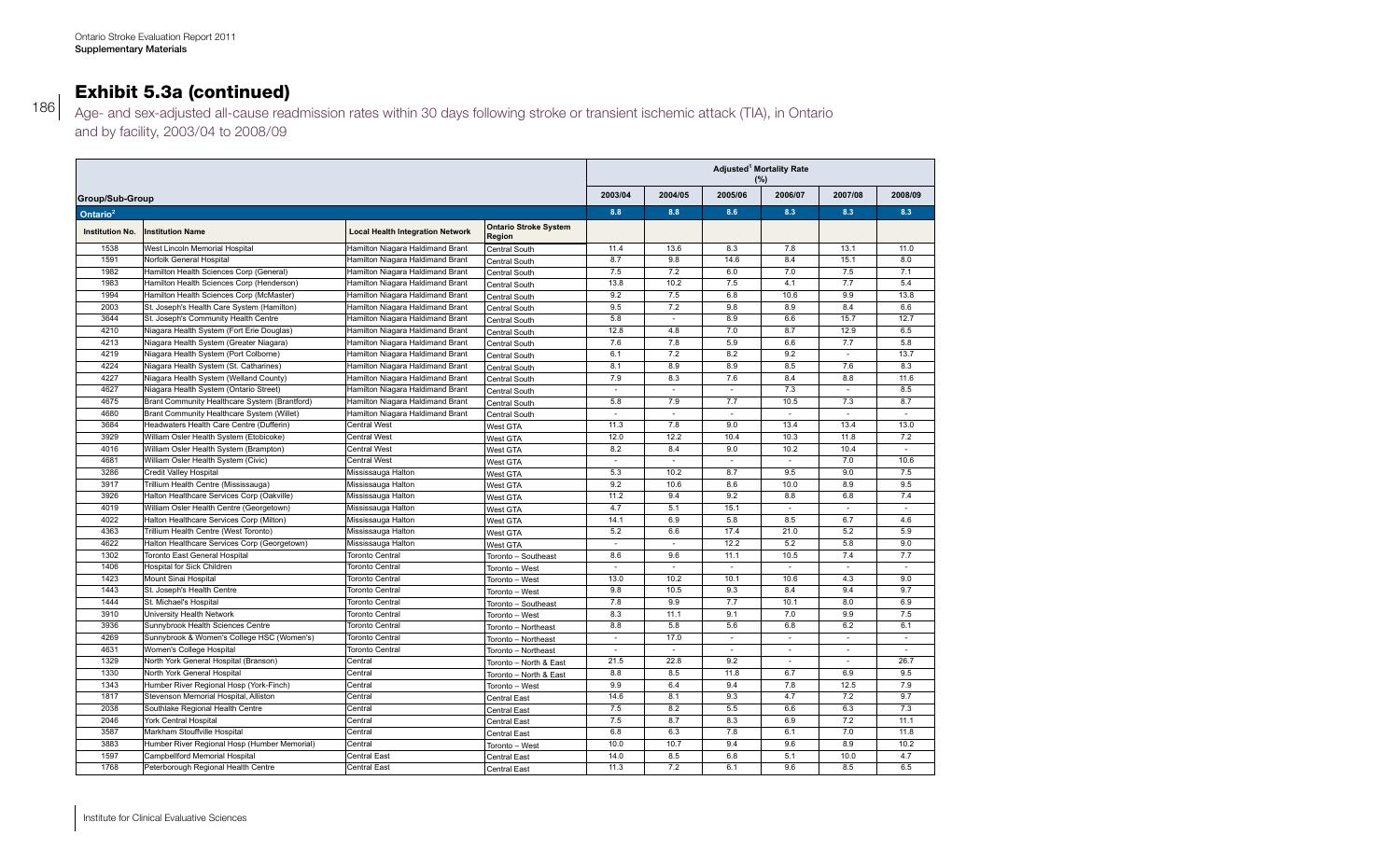## Exhibit 5.3a (continued)

Age- and sex-adjusted all-cause readmission rates within 30 days following stroke or transient ischemic attack (TIA), in Ontario and by facility, 2003/04 to 2008/09

| | | | | Adjusted[1] Mortality Rate (%) | | | | | |
|---|---|---|---|---|---|---|---|---|---|
| **Group/Sub-Group** | | | | 2003/04 | 2004/05 | 2005/06 | 2006/07 | 2007/08 | 2008/09 |
| **Ontario[2]** | | | | 8.8 | 8.8 | 8.6 | 8.3 | 8.3 | 8.3 |
| **Institution No.** | **Institution Name** | **Local Health Integration Network** | **Ontario Stroke System Region** | | | | | | |
| 1538 | West Lincoln Memorial Hospital | Hamilton Niagara Haldimand Brant | Central South | 11.4 | 13.6 | 8.3 | 7.8 | 13.1 | 11.0 |
| 1591 | Norfolk General Hospital | Hamilton Niagara Haldimand Brant | Central South | 8.7 | 9.8 | 14.6 | 8.4 | 15.1 | 8.0 |
| 1982 | Hamilton Health Sciences Corp (General) | Hamilton Niagara Haldimand Brant | Central South | 7.5 | 7.2 | 6.0 | 7.0 | 7.5 | 7.1 |
| 1983 | Hamilton Health Sciences Corp (Henderson) | Hamilton Niagara Haldimand Brant | Central South | 13.8 | 10.2 | 7.5 | 4.1 | 7.7 | 5.4 |
| 1994 | Hamilton Health Sciences Corp (McMaster) | Hamilton Niagara Haldimand Brant | Central South | 9.2 | 7.5 | 6.8 | 10.6 | 9.9 | 13.8 |
| 2003 | St. Joseph's Health Care System (Hamilton) | Hamilton Niagara Haldimand Brant | Central South | 9.5 | 7.2 | 9.8 | 8.9 | 8.4 | 6.6 |
| 3644 | St. Joseph's Community Health Centre | Hamilton Niagara Haldimand Brant | Central South | 5.8 | - | 8.9 | 6.6 | 15.7 | 12.7 |
| 4210 | Niagara Health System (Fort Erie Douglas) | Hamilton Niagara Haldimand Brant | Central South | 12.8 | 4.8 | 7.0 | 8.7 | 12.9 | 6.5 |
| 4213 | Niagara Health System (Greater Niagara) | Hamilton Niagara Haldimand Brant | Central South | 7.6 | 7.8 | 5.9 | 6.6 | 7.7 | 5.8 |
| 4219 | Niagara Health System (Port Colborne) | Hamilton Niagara Haldimand Brant | Central South | 6.1 | 7.2 | 8.2 | 9.2 | - | 13.7 |
| 4224 | Niagara Health System (St. Catharines) | Hamilton Niagara Haldimand Brant | Central South | 8.1 | 8.9 | 8.9 | 8.5 | 7.6 | 8.3 |
| 4227 | Niagara Health System (Welland County) | Hamilton Niagara Haldimand Brant | Central South | 7.9 | 8.3 | 7.6 | 8.4 | 8.8 | 11.6 |
| 4627 | Niagara Health System (Ontario Street) | Hamilton Niagara Haldimand Brant | Central South | - | - | - | 7.3 | - | 8.5 |
| 4675 | Brant Community Healthcare System (Brantford) | Hamilton Niagara Haldimand Brant | Central South | 5.8 | 7.9 | 7.7 | 10.5 | 7.3 | 8.7 |
| 4680 | Brant Community Healthcare System (Willet) | Hamilton Niagara Haldimand Brant | Central South | - | - | - | - | - | - |
| 3684 | Headwaters Health Care Centre (Dufferin) | Central West | West GTA | 11.3 | 7.8 | 9.0 | 13.4 | 13.4 | 13.0 |
| 3929 | William Osler Health System (Etobicoke) | Central West | West GTA | 12.0 | 12.2 | 10.4 | 10.3 | 11.8 | 7.2 |
| 4016 | William Osler Health System (Brampton) | Central West | West GTA | 8.2 | 8.4 | 9.0 | 10.2 | 10.4 | - |
| 4681 | William Osler Health System (Civic) | Central West | West GTA | - | - | - | - | 7.0 | 10.6 |
| 3286 | Credit Valley Hospital | Mississauga Halton | West GTA | 5.3 | 10.2 | 8.7 | 9.5 | 9.0 | 7.5 |
| 3917 | Trillium Health Centre (Mississauga) | Mississauga Halton | West GTA | 9.2 | 10.6 | 8.6 | 10.0 | 8.9 | 9.5 |
| 3926 | Halton Healthcare Services Corp (Oakville) | Mississauga Halton | West GTA | 11.2 | 9.4 | 9.2 | 8.8 | 6.8 | 7.4 |
| 4019 | William Osler Health Centre (Georgetown) | Mississauga Halton | West GTA | 4.7 | 5.1 | 15.1 | - | - | - |
| 4022 | Halton Healthcare Services Corp (Milton) | Mississauga Halton | West GTA | 14.1 | 6.9 | 5.8 | 8.5 | 6.7 | 4.6 |
| 4363 | Trillium Health Centre (West Toronto) | Mississauga Halton | West GTA | 5.2 | 6.6 | 17.4 | 21.0 | 5.2 | 5.9 |
| 4622 | Halton Healthcare Services Corp (Georgetown) | Mississauga Halton | West GTA | - | - | 12.2 | 5.2 | 5.8 | 9.0 |
| 1302 | Toronto East General Hospital | Toronto Central | Toronto – Southeast | 8.6 | 9.6 | 11.1 | 10.5 | 7.4 | 7.7 |
| 1406 | Hospital for Sick Children | Toronto Central | Toronto – West | - | - | - | - | - | - |
| 1423 | Mount Sinai Hospital | Toronto Central | Toronto – West | 13.0 | 10.2 | 10.1 | 10.6 | 4.3 | 9.0 |
| 1443 | St. Joseph's Health Centre | Toronto Central | Toronto – West | 9.8 | 10.5 | 9.3 | 8.4 | 9.4 | 9.7 |
| 1444 | St. Michael's Hospital | Toronto Central | Toronto – Southeast | 7.8 | 9.9 | 7.7 | 10.1 | 8.0 | 6.9 |
| 3910 | University Health Network | Toronto Central | Toronto – West | 8.3 | 11.1 | 9.1 | 7.0 | 9.9 | 7.5 |
| 3936 | Sunnybrook Health Sciences Centre | Toronto Central | Toronto – Northeast | 8.8 | 5.8 | 5.6 | 6.8 | 6.2 | 6.1 |
| 4269 | Sunnybrook & Women's College HSC (Women's) | Toronto Central | Toronto – Northeast | - | 17.0 | - | - | - | - |
| 4631 | Women's College Hospital | Toronto Central | Toronto – Northeast | - | - | - | - | - | - |
| 1329 | North York General Hospital (Branson) | Central | Toronto – North & East | 21.5 | 22.8 | 9.2 | - | - | 26.7 |
| 1330 | North York General Hospital | Central | Toronto – North & East | 8.8 | 8.5 | 11.8 | 6.7 | 6.9 | 9.5 |
| 1343 | Humber River Regional Hosp (York-Finch) | Central | Toronto – West | 9.9 | 6.4 | 9.4 | 7.8 | 12.5 | 7.9 |
| 1817 | Stevenson Memorial Hospital, Alliston | Central | Central East | 14.6 | 8.1 | 9.3 | 4.7 | 7.2 | 9.7 |
| 2038 | Southlake Regional Health Centre | Central | Central East | 7.5 | 8.2 | 5.5 | 6.6 | 6.3 | 7.3 |
| 2046 | York Central Hospital | Central | Central East | 7.5 | 8.7 | 8.3 | 6.9 | 7.2 | 11.1 |
| 3587 | Markham Stouffville Hospital | Central | Central East | 6.8 | 6.3 | 7.8 | 6.1 | 7.0 | 11.8 |
| 3883 | Humber River Regional Hosp (Humber Memorial) | Central | Toronto – West | 10.0 | 10.7 | 9.4 | 9.6 | 8.9 | 10.2 |
| 1597 | Campbellford Memorial Hospital | Central East | Central East | 14.0 | 8.5 | 6.8 | 5.1 | 10.0 | 4.7 |
| 1768 | Peterborough Regional Health Centre | Central East | Central East | 11.3 | 7.2 | 6.1 | 9.6 | 8.5 | 6.5 |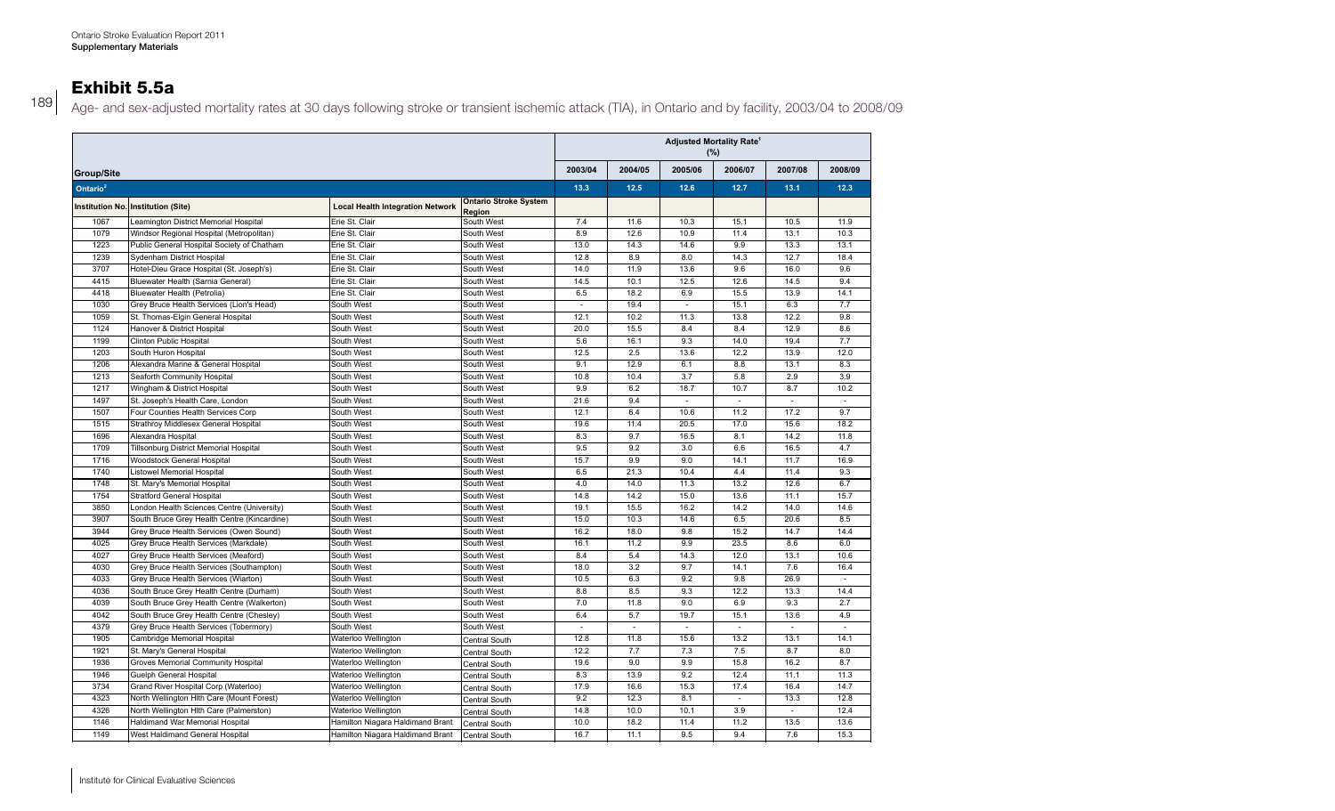## Exhibit 5.5a

Age- and sex-adjusted mortality rates at 30 days following stroke or transient ischemic attack (TIA), in Ontario and by facility, 2003/04 to 2008/09

| Group/Site | | | | Adjusted Mortality Rate[1] (%) | | | | | |
|---|---|---|---|---|---|---|---|---|---|
| | | | | 2003/04 | 2004/05 | 2005/06 | 2006/07 | 2007/08 | 2008/09 |
| Ontario[2] | | | | 13.3 | 12.5 | 12.6 | 12.7 | 13.1 | 12.3 |
| Institution No. | Institution (Site) | Local Health Integration Network | Ontario Stroke System Region | | | | | | |
| 1067 | Leamington District Memorial Hospital | Erie St. Clair | South West | 7.4 | 11.6 | 10.3 | 15.1 | 10.5 | 11.9 |
| 1079 | Windsor Regional Hospital (Metropolitan) | Erie St. Clair | South West | 8.9 | 12.6 | 10.9 | 11.4 | 13.1 | 10.3 |
| 1223 | Public General Hospital Society of Chatham | Erie St. Clair | South West | 13.0 | 14.3 | 14.6 | 9.9 | 13.3 | 13.1 |
| 1239 | Sydenham District Hospital | Erie St. Clair | South West | 12.8 | 8.9 | 8.0 | 14.3 | 12.7 | 18.4 |
| 3707 | Hotel-Dieu Grace Hospital (St. Joseph's) | Erie St. Clair | South West | 14.0 | 11.9 | 13.6 | 9.6 | 16.0 | 9.6 |
| 4415 | Bluewater Health (Sarnia General) | Erie St. Clair | South West | 14.5 | 10.1 | 12.5 | 12.6 | 14.5 | 9.4 |
| 4418 | Bluewater Health (Petrolia) | Erie St. Clair | South West | 6.5 | 18.2 | 6.9 | 15.5 | 13.9 | 14.1 |
| 1030 | Grey Bruce Health Services (Lion's Head) | South West | South West | - | 19.4 | - | 15.1 | 6.3 | 7.7 |
| 1059 | St. Thomas-Elgin General Hospital | South West | South West | 12.1 | 10.2 | 11.3 | 13.8 | 12.2 | 9.8 |
| 1124 | Hanover & District Hospital | South West | South West | 20.0 | 15.5 | 8.4 | 8.4 | 12.9 | 8.6 |
| 1199 | Clinton Public Hospital | South West | South West | 5.6 | 16.1 | 9.3 | 14.0 | 19.4 | 7.7 |
| 1203 | South Huron Hospital | South West | South West | 12.5 | 2.5 | 13.6 | 12.2 | 13.9 | 12.0 |
| 1206 | Alexandra Marine & General Hospital | South West | South West | 9.1 | 12.9 | 6.1 | 8.8 | 13.1 | 8.3 |
| 1213 | Seaforth Community Hospital | South West | South West | 10.8 | 10.4 | 3.7 | 5.8 | 2.9 | 3.9 |
| 1217 | Wingham & District Hospital | South West | South West | 9.9 | 6.2 | 18.7 | 10.7 | 8.7 | 10.2 |
| 1497 | St. Joseph's Health Care, London | South West | South West | 21.6 | 9.4 | - | - | - | - |
| 1507 | Four Counties Health Services Corp | South West | South West | 12.1 | 6.4 | 10.6 | 11.2 | 17.2 | 9.7 |
| 1515 | Strathroy Middlesex General Hospital | South West | South West | 19.6 | 11.4 | 20.5 | 17.0 | 15.6 | 18.2 |
| 1696 | Alexandra Hospital | South West | South West | 8.3 | 9.7 | 16.5 | 8.1 | 14.2 | 11.8 |
| 1709 | Tillsonburg District Memorial Hospital | South West | South West | 9.5 | 9.2 | 3.0 | 6.6 | 16.5 | 4.7 |
| 1716 | Woodstock General Hospital | South West | South West | 15.7 | 9.9 | 9.0 | 14.1 | 11.7 | 16.9 |
| 1740 | Listowel Memorial Hospital | South West | South West | 6.5 | 21.3 | 10.4 | 4.4 | 11.4 | 9.3 |
| 1748 | St. Mary's Memorial Hospital | South West | South West | 4.0 | 14.0 | 11.3 | 13.2 | 12.6 | 6.7 |
| 1754 | Stratford General Hospital | South West | South West | 14.8 | 14.2 | 15.0 | 13.6 | 11.1 | 15.7 |
| 3850 | London Health Sciences Centre (University) | South West | South West | 19.1 | 15.5 | 16.2 | 14.2 | 14.0 | 14.6 |
| 3907 | South Bruce Grey Health Centre (Kincardine) | South West | South West | 15.0 | 10.3 | 14.6 | 6.5 | 20.6 | 8.5 |
| 3944 | Grey Bruce Health Services (Owen Sound) | South West | South West | 16.2 | 18.0 | 9.8 | 15.2 | 14.7 | 14.4 |
| 4025 | Grey Bruce Health Services (Markdale) | South West | South West | 16.1 | 11.2 | 9.9 | 23.5 | 8.6 | 6.0 |
| 4027 | Grey Bruce Health Services (Meaford) | South West | South West | 8.4 | 5.4 | 14.3 | 12.0 | 13.1 | 10.6 |
| 4030 | Grey Bruce Health Services (Southampton) | South West | South West | 18.0 | 3.2 | 9.7 | 14.1 | 7.6 | 16.4 |
| 4033 | Grey Bruce Health Services (Wiarton) | South West | South West | 10.5 | 6.3 | 9.2 | 9.8 | 26.9 | - |
| 4036 | South Bruce Grey Health Centre (Durham) | South West | South West | 8.8 | 8.5 | 9.3 | 12.2 | 13.3 | 14.4 |
| 4039 | South Bruce Grey Health Centre (Walkerton) | South West | South West | 7.0 | 11.8 | 9.0 | 6.9 | 9.3 | 2.7 |
| 4042 | South Bruce Grey Health Centre (Chesley) | South West | South West | 6.4 | 5.7 | 19.7 | 15.1 | 13.6 | 4.9 |
| 4379 | Grey Bruce Health Services (Tobermory) | South West | South West | - | - | - | - | - | - |
| 1905 | Cambridge Memorial Hospital | Waterloo Wellington | Central South | 12.8 | 11.8 | 15.6 | 13.2 | 13.1 | 14.1 |
| 1921 | St. Mary's General Hospital | Waterloo Wellington | Central South | 12.2 | 7.7 | 7.3 | 7.5 | 8.7 | 8.0 |
| 1936 | Groves Memorial Community Hospital | Waterloo Wellington | Central South | 19.6 | 9.0 | 9.9 | 15.8 | 16.2 | 8.7 |
| 1946 | Guelph General Hospital | Waterloo Wellington | Central South | 8.3 | 13.9 | 9.2 | 12.4 | 11.1 | 11.3 |
| 3734 | Grand River Hospital Corp (Waterloo) | Waterloo Wellington | Central South | 17.9 | 16.6 | 15.3 | 17.4 | 16.4 | 14.7 |
| 4323 | North Wellington Hlth Care (Mount Forest) | Waterloo Wellington | Central South | 9.2 | 12.3 | 8.1 | - | 13.3 | 12.8 |
| 4326 | North Wellington Hlth Care (Palmerston) | Waterloo Wellington | Central South | 14.8 | 10.0 | 10.1 | 3.9 | - | 12.4 |
| 1146 | Haldimand War Memorial Hospital | Hamilton Niagara Haldimand Brant | Central South | 10.0 | 18.2 | 11.4 | 11.2 | 13.5 | 13.6 |
| 1149 | West Haldimand General Hospital | Hamilton Niagara Haldimand Brant | Central South | 16.7 | 11.1 | 9.5 | 9.4 | 7.6 | 15.3 |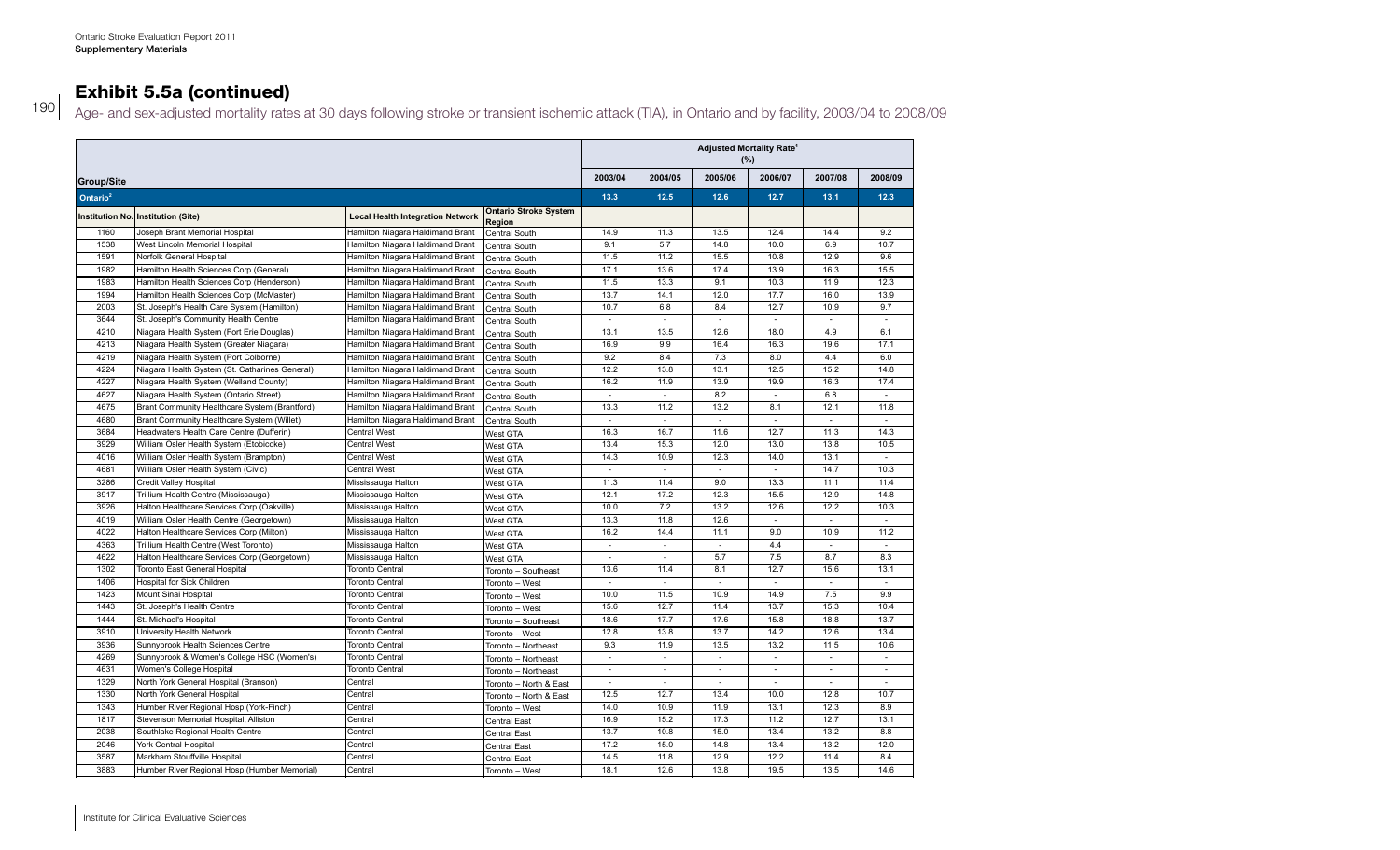## Exhibit 5.5a (continued)

Age- and sex-adjusted mortality rates at 30 days following stroke or transient ischemic attack (TIA), in Ontario and by facility, 2003/04 to 2008/09

| Group/Site | | | | Adjusted Mortality Rate[1] (%) | | | | | |
|---|---|---|---|---|---|---|---|---|---|
| | | | | 2003/04 | 2004/05 | 2005/06 | 2006/07 | 2007/08 | 2008/09 |
| **Ontario[2]** | | | | **13.3** | **12.5** | **12.6** | **12.7** | **13.1** | **12.3** |
| **Institution No.** | **Institution (Site)** | **Local Health Integration Network** | **Ontario Stroke System Region** | | | | | | |
| 1160 | Joseph Brant Memorial Hospital | Hamilton Niagara Haldimand Brant | Central South | 14.9 | 11.3 | 13.5 | 12.4 | 14.4 | 9.2 |
| 1538 | West Lincoln Memorial Hospital | Hamilton Niagara Haldimand Brant | Central South | 9.1 | 5.7 | 14.8 | 10.0 | 6.9 | 10.7 |
| 1591 | Norfolk General Hospital | Hamilton Niagara Haldimand Brant | Central South | 11.5 | 11.2 | 15.5 | 10.8 | 12.9 | 9.6 |
| 1982 | Hamilton Health Sciences Corp (General) | Hamilton Niagara Haldimand Brant | Central South | 17.1 | 13.6 | 17.4 | 13.9 | 16.3 | 15.5 |
| 1983 | Hamilton Health Sciences Corp (Henderson) | Hamilton Niagara Haldimand Brant | Central South | 11.5 | 13.3 | 9.1 | 10.3 | 11.9 | 12.3 |
| 1994 | Hamilton Health Sciences Corp (McMaster) | Hamilton Niagara Haldimand Brant | Central South | 13.7 | 14.1 | 12.0 | 17.7 | 16.0 | 13.9 |
| 2003 | St. Joseph's Health Care System (Hamilton) | Hamilton Niagara Haldimand Brant | Central South | 10.7 | 6.8 | 8.4 | 12.7 | 10.9 | 9.7 |
| 3644 | St. Joseph's Community Health Centre | Hamilton Niagara Haldimand Brant | Central South | - | - | - | - | - | - |
| 4210 | Niagara Health System (Fort Erie Douglas) | Hamilton Niagara Haldimand Brant | Central South | 13.1 | 13.5 | 12.6 | 18.0 | 4.9 | 6.1 |
| 4213 | Niagara Health System (Greater Niagara) | Hamilton Niagara Haldimand Brant | Central South | 16.9 | 9.9 | 16.4 | 16.3 | 19.6 | 17.1 |
| 4219 | Niagara Health System (Port Colborne) | Hamilton Niagara Haldimand Brant | Central South | 9.2 | 8.4 | 7.3 | 8.0 | 4.4 | 6.0 |
| 4224 | Niagara Health System (St. Catharines General) | Hamilton Niagara Haldimand Brant | Central South | 12.2 | 13.8 | 13.1 | 12.5 | 15.2 | 14.8 |
| 4227 | Niagara Health System (Welland County) | Hamilton Niagara Haldimand Brant | Central South | 16.2 | 11.9 | 13.9 | 19.9 | 16.3 | 17.4 |
| 4627 | Niagara Health System (Ontario Street) | Hamilton Niagara Haldimand Brant | Central South | - | - | 8.2 | - | 6.8 | - |
| 4675 | Brant Community Healthcare System (Brantford) | Hamilton Niagara Haldimand Brant | Central South | 13.3 | 11.2 | 13.2 | 8.1 | 12.1 | 11.8 |
| 4680 | Brant Community Healthcare System (Willet) | Hamilton Niagara Haldimand Brant | Central South | - | - | - | - | - | - |
| 3684 | Headwaters Health Care Centre (Dufferin) | Central West | West GTA | 16.3 | 16.7 | 11.6 | 12.7 | 11.3 | 14.3 |
| 3929 | William Osler Health System (Etobicoke) | Central West | West GTA | 13.4 | 15.3 | 12.0 | 13.0 | 13.8 | 10.5 |
| 4016 | William Osler Health System (Brampton) | Central West | West GTA | 14.3 | 10.9 | 12.3 | 14.0 | 13.1 | - |
| 4681 | William Osler Health System (Civic) | Central West | West GTA | - | - | - | - | 14.7 | 10.3 |
| 3286 | Credit Valley Hospital | Mississauga Halton | West GTA | 11.3 | 11.4 | 9.0 | 13.3 | 11.1 | 11.4 |
| 3917 | Trillium Health Centre (Mississauga) | Mississauga Halton | West GTA | 12.1 | 17.2 | 12.3 | 15.5 | 12.9 | 14.8 |
| 3926 | Halton Healthcare Services Corp (Oakville) | Mississauga Halton | West GTA | 10.0 | 7.2 | 13.2 | 12.6 | 12.2 | 10.3 |
| 4019 | William Osler Health Centre (Georgetown) | Mississauga Halton | West GTA | 13.3 | 11.8 | 12.6 | - | - | - |
| 4022 | Halton Healthcare Services Corp (Milton) | Mississauga Halton | West GTA | 16.2 | 14.4 | 11.1 | 9.0 | 10.9 | 11.2 |
| 4363 | Trillium Health Centre (West Toronto) | Mississauga Halton | West GTA | - | - | - | 4.4 | - | - |
| 4622 | Halton Healthcare Services Corp (Georgetown) | Mississauga Halton | West GTA | - | - | 5.7 | 7.5 | 8.7 | 8.3 |
| 1302 | Toronto East General Hospital | Toronto Central | Toronto – Southeast | 13.6 | 11.4 | 8.1 | 12.7 | 15.6 | 13.1 |
| 1406 | Hospital for Sick Children | Toronto Central | Toronto – West | - | - | - | - | - | - |
| 1423 | Mount Sinai Hospital | Toronto Central | Toronto – West | 10.0 | 11.5 | 10.9 | 14.9 | 7.5 | 9.9 |
| 1443 | St. Joseph's Health Centre | Toronto Central | Toronto – West | 15.6 | 12.7 | 11.4 | 13.7 | 15.3 | 10.4 |
| 1444 | St. Michael's Hospital | Toronto Central | Toronto – Southeast | 18.6 | 17.7 | 17.6 | 15.8 | 18.8 | 13.7 |
| 3910 | University Health Network | Toronto Central | Toronto – West | 12.8 | 13.8 | 13.7 | 14.2 | 12.6 | 13.4 |
| 3936 | Sunnybrook Health Sciences Centre | Toronto Central | Toronto – Northeast | 9.3 | 11.9 | 13.5 | 13.2 | 11.5 | 10.6 |
| 4269 | Sunnybrook & Women's College HSC (Women's) | Toronto Central | Toronto – Northeast | - | - | - | - | - | - |
| 4631 | Women's College Hospital | Toronto Central | Toronto – Northeast | - | - | - | - | - | - |
| 1329 | North York General Hospital (Branson) | Central | Toronto – North & East | - | - | - | - | - | - |
| 1330 | North York General Hospital | Central | Toronto – North & East | 12.5 | 12.7 | 13.4 | 10.0 | 12.8 | 10.7 |
| 1343 | Humber River Regional Hosp (York-Finch) | Central | Toronto – West | 14.0 | 10.9 | 11.9 | 13.1 | 12.3 | 8.9 |
| 1817 | Stevenson Memorial Hospital, Alliston | Central | Central East | 16.9 | 15.2 | 17.3 | 11.2 | 12.7 | 13.1 |
| 2038 | Southlake Regional Health Centre | Central | Central East | 13.7 | 10.8 | 15.0 | 13.4 | 13.2 | 8.8 |
| 2046 | York Central Hospital | Central | Central East | 17.2 | 15.0 | 14.8 | 13.4 | 13.2 | 12.0 |
| 3587 | Markham Stouffville Hospital | Central | Central East | 14.5 | 11.8 | 12.9 | 12.2 | 11.4 | 8.4 |
| 3883 | Humber River Regional Hosp (Humber Memorial) | Central | Toronto – West | 18.1 | 12.6 | 13.8 | 19.5 | 13.5 | 14.6 |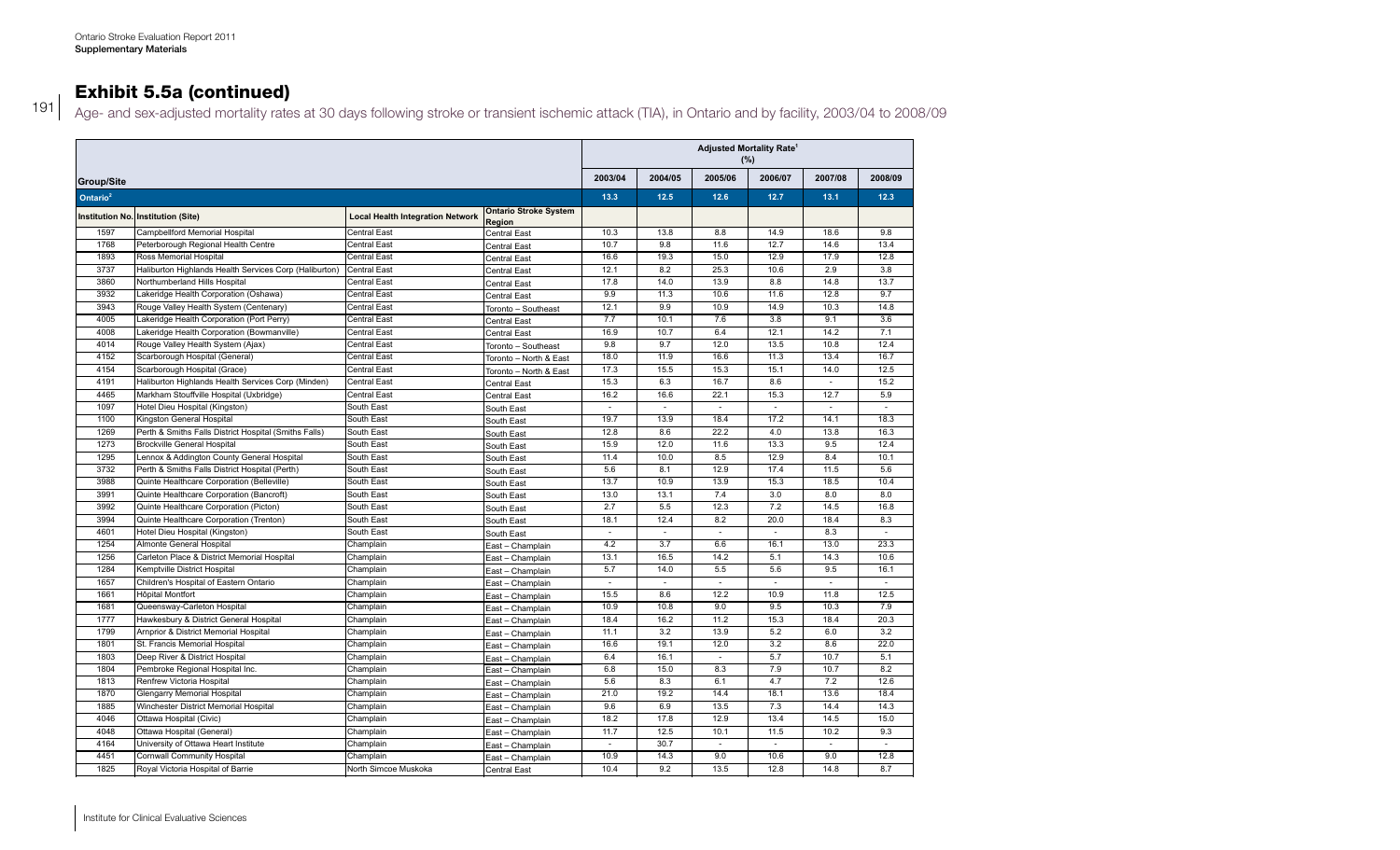## Exhibit 5.5a (continued)

Age- and sex-adjusted mortality rates at 30 days following stroke or transient ischemic attack (TIA), in Ontario and by facility, 2003/04 to 2008/09

| Group/Site | | | | Adjusted Mortality Rate[1] (%) | | | | | |
|---|---|---|---|---|---|---|---|---|---|
| | | | | 2003/04 | 2004/05 | 2005/06 | 2006/07 | 2007/08 | 2008/09 |
| Ontario[2] | | | | 13.3 | 12.5 | 12.6 | 12.7 | 13.1 | 12.3 |
| Institution No. | Institution (Site) | Local Health Integration Network | Ontario Stroke System Region | | | | | | |
| 1597 | Campbellford Memorial Hospital | Central East | Central East | 10.3 | 13.8 | 8.8 | 14.9 | 18.6 | 9.8 |
| 1768 | Peterborough Regional Health Centre | Central East | Central East | 10.7 | 9.8 | 11.6 | 12.7 | 14.6 | 13.4 |
| 1893 | Ross Memorial Hospital | Central East | Central East | 16.6 | 19.3 | 15.0 | 12.9 | 17.9 | 12.8 |
| 3737 | Haliburton Highlands Health Services Corp (Haliburton) | Central East | Central East | 12.1 | 8.2 | 25.3 | 10.6 | 2.9 | 3.8 |
| 3860 | Northumberland Hills Hospital | Central East | Central East | 17.8 | 14.0 | 13.9 | 8.8 | 14.8 | 13.7 |
| 3932 | Lakeridge Health Corporation (Oshawa) | Central East | Central East | 9.9 | 11.3 | 10.6 | 11.6 | 12.8 | 9.7 |
| 3943 | Rouge Valley Health System (Centenary) | Central East | Toronto – Southeast | 12.1 | 9.9 | 10.9 | 14.9 | 10.3 | 14.8 |
| 4005 | Lakeridge Health Corporation (Port Perry) | Central East | Central East | 7.7 | 10.1 | 7.6 | 3.8 | 9.1 | 3.6 |
| 4008 | Lakeridge Health Corporation (Bowmanville) | Central East | Central East | 16.9 | 10.7 | 6.4 | 12.1 | 14.2 | 7.1 |
| 4014 | Rouge Valley Health System (Ajax) | Central East | Toronto – Southeast | 9.8 | 9.7 | 12.0 | 13.5 | 10.8 | 12.4 |
| 4152 | Scarborough Hospital (General) | Central East | Toronto – North & East | 18.0 | 11.9 | 16.6 | 11.3 | 13.4 | 16.7 |
| 4154 | Scarborough Hospital (Grace) | Central East | Toronto – North & East | 17.3 | 15.5 | 15.3 | 15.1 | 14.0 | 12.5 |
| 4191 | Haliburton Highlands Health Services Corp (Minden) | Central East | Central East | 15.3 | 6.3 | 16.7 | 8.6 | - | 15.2 |
| 4465 | Markham Stouffville Hospital (Uxbridge) | Central East | Central East | 16.2 | 16.6 | 22.1 | 15.3 | 12.7 | 5.9 |
| 1097 | Hotel Dieu Hospital (Kingston) | South East | South East | - | - | - | - | - | - |
| 1100 | Kingston General Hospital | South East | South East | 19.7 | 13.9 | 18.4 | 17.2 | 14.1 | 18.3 |
| 1269 | Perth & Smiths Falls District Hospital (Smiths Falls) | South East | South East | 12.8 | 8.6 | 22.2 | 4.0 | 13.8 | 16.3 |
| 1273 | Brockville General Hospital | South East | South East | 15.9 | 12.0 | 11.6 | 13.3 | 9.5 | 12.4 |
| 1295 | Lennox & Addington County General Hospital | South East | South East | 11.4 | 10.0 | 8.5 | 12.9 | 8.4 | 10.1 |
| 3732 | Perth & Smiths Falls District Hospital (Perth) | South East | South East | 5.6 | 8.1 | 12.9 | 17.4 | 11.5 | 5.6 |
| 3988 | Quinte Healthcare Corporation (Belleville) | South East | South East | 13.7 | 10.9 | 13.9 | 15.3 | 18.5 | 10.4 |
| 3991 | Quinte Healthcare Corporation (Bancroft) | South East | South East | 13.0 | 13.1 | 7.4 | 3.0 | 8.0 | 8.0 |
| 3992 | Quinte Healthcare Corporation (Picton) | South East | South East | 2.7 | 5.5 | 12.3 | 7.2 | 14.5 | 16.8 |
| 3994 | Quinte Healthcare Corporation (Trenton) | South East | South East | 18.1 | 12.4 | 8.2 | 20.0 | 18.4 | 8.3 |
| 4601 | Hotel Dieu Hospital (Kingston) | South East | South East | - | - | - | - | 8.3 | - |
| 1254 | Almonte General Hospital | Champlain | East – Champlain | 4.2 | 3.7 | 6.6 | 16.1 | 13.0 | 23.3 |
| 1256 | Carleton Place & District Memorial Hospital | Champlain | East – Champlain | 13.1 | 16.5 | 14.2 | 5.1 | 14.3 | 10.6 |
| 1284 | Kemptville District Hospital | Champlain | East – Champlain | 5.7 | 14.0 | 5.5 | 5.6 | 9.5 | 16.1 |
| 1657 | Children's Hospital of Eastern Ontario | Champlain | East – Champlain | - | - | - | - | - | - |
| 1661 | Hôpital Montfort | Champlain | East – Champlain | 15.5 | 8.6 | 12.2 | 10.9 | 11.8 | 12.5 |
| 1681 | Queensway-Carleton Hospital | Champlain | East – Champlain | 10.9 | 10.8 | 9.0 | 9.5 | 10.3 | 7.9 |
| 1777 | Hawkesbury & District General Hospital | Champlain | East – Champlain | 18.4 | 16.2 | 11.2 | 15.3 | 18.4 | 20.3 |
| 1799 | Arnprior & District Memorial Hospital | Champlain | East – Champlain | 11.1 | 3.2 | 13.9 | 5.2 | 6.0 | 3.2 |
| 1801 | St. Francis Memorial Hospital | Champlain | East – Champlain | 16.6 | 19.1 | 12.0 | 3.2 | 8.6 | 22.0 |
| 1803 | Deep River & District Hospital | Champlain | East – Champlain | 6.4 | 16.1 | - | 5.7 | 10.7 | 5.1 |
| 1804 | Pembroke Regional Hospital Inc. | Champlain | East – Champlain | 6.8 | 15.0 | 8.3 | 7.9 | 10.7 | 8.2 |
| 1813 | Renfrew Victoria Hospital | Champlain | East – Champlain | 5.6 | 8.3 | 6.1 | 4.7 | 7.2 | 12.6 |
| 1870 | Glengarry Memorial Hospital | Champlain | East – Champlain | 21.0 | 19.2 | 14.4 | 18.1 | 13.6 | 18.4 |
| 1885 | Winchester District Memorial Hospital | Champlain | East – Champlain | 9.6 | 6.9 | 13.5 | 7.3 | 14.4 | 14.3 |
| 4046 | Ottawa Hospital (Civic) | Champlain | East – Champlain | 18.2 | 17.8 | 12.9 | 13.4 | 14.5 | 15.0 |
| 4048 | Ottawa Hospital (General) | Champlain | East – Champlain | 11.7 | 12.5 | 10.1 | 11.5 | 10.2 | 9.3 |
| 4164 | University of Ottawa Heart Institute | Champlain | East – Champlain | - | 30.7 | - | - | - | - |
| 4451 | Cornwall Community Hospital | Champlain | East – Champlain | 10.9 | 14.3 | 9.0 | 10.6 | 9.0 | 12.8 |
| 1825 | Royal Victoria Hospital of Barrie | North Simcoe Muskoka | Central East | 10.4 | 9.2 | 13.5 | 12.8 | 14.8 | 8.7 |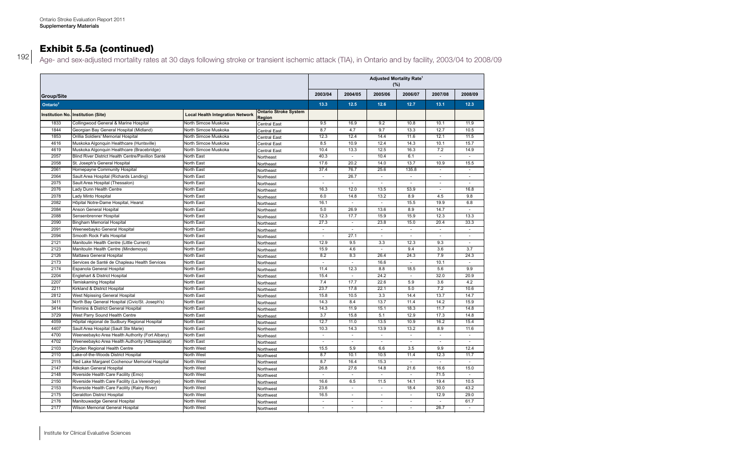## Exhibit 5.5a (continued)

Age- and sex-adjusted mortality rates at 30 days following stroke or transient ischemic attack (TIA), in Ontario and by facility, 2003/04 to 2008/09

| | | | | Adjusted Mortality Rate[1] (%) | | | | | |
|---|---|---|---|---|---|---|---|---|---|
| **Group/Site** | | | | 2003/04 | 2004/05 | 2005/06 | 2006/07 | 2007/08 | 2008/09 |
| **Ontario[2]** | | | | 13.3 | 12.5 | 12.6 | 12.7 | 13.1 | 12.3 |
| Institution No. | Institution (Site) | Local Health Integration Network | Ontario Stroke System Region | | | | | | |
| 1833 | Collingwood General & Marine Hospital | North Simcoe Muskoka | Central East | 9.5 | 16.9 | 9.2 | 10.8 | 10.1 | 11.9 |
| 1844 | Georgian Bay General Hospital (Midland) | North Simcoe Muskoka | Central East | 8.7 | 4.7 | 9.7 | 13.3 | 12.7 | 10.5 |
| 1853 | Orillia Soldiers' Memorial Hospital | North Simcoe Muskoka | Central East | 12.3 | 12.4 | 14.4 | 11.6 | 12.1 | 11.5 |
| 4616 | Muskoka Algonquin Healthcare (Huntsville) | North Simcoe Muskoka | Central East | 8.5 | 10.9 | 12.4 | 14.3 | 10.1 | 15.7 |
| 4619 | Muskoka Algonquin Healthcare (Bracebridge) | North Simcoe Muskoka | Central East | 10.4 | 13.3 | 12.5 | 16.3 | 7.2 | 14.9 |
| 2057 | Blind River District Health Centre/Pavillon Santé | North East | Northeast | 40.3 | - | 10.4 | 6.1 | - | - |
| 2058 | St. Joseph's General Hospital | North East | Northeast | 17.6 | 20.2 | 14.0 | 13.7 | 10.9 | 15.5 |
| 2061 | Hornepayne Community Hospital | North East | Northeast | 37.4 | 76.7 | 25.6 | 135.8 | - | - |
| 2064 | Sault Area Hospital (Richards Landing) | North East | Northeast | - | 26.7 | - | - | - | - |
| 2075 | Sault Area Hospital (Thessalon) | North East | Northeast | - | - | - | - | - | - |
| 2076 | Lady Dunn Health Centre | North East | Northeast | 16.3 | 12.0 | 13.5 | 53.9 | - | 16.8 |
| 2078 | Lady Minto Hospital | North East | Northeast | 6.0 | 14.8 | 13.2 | 8.9 | 4.5 | 9.8 |
| 2082 | Hôpital Notre-Dame Hospital, Hearst | North East | Northeast | 16.1 | - | - | 15.5 | 19.9 | 6.8 |
| 2084 | Anson General Hospital | North East | Northeast | 5.0 | 26.9 | 13.6 | 8.9 | 14.7 | - |
| 2088 | Sensenbrenner Hospital | North East | Northeast | 12.3 | 17.7 | 15.9 | 15.9 | 12.3 | 13.3 |
| 2090 | Bingham Memorial Hospital | North East | Northeast | 27.3 | - | 23.8 | 15.0 | 20.4 | 33.3 |
| 2091 | Weeneebayko General Hospital | North East | Northeast | - | - | - | - | - | - |
| 2094 | Smooth Rock Falls Hospital | North East | Northeast | - | 27.1 | - | - | - | - |
| 2121 | Manitoulin Health Centre (Little Current) | North East | Northeast | 12.9 | 9.5 | 3.3 | 12.3 | 9.3 | - |
| 2123 | Manitoulin Health Centre (Mindemoya) | North East | Northeast | 15.9 | 4.6 | - | 9.4 | 3.6 | 3.7 |
| 2126 | Mattawa General Hospital | North East | Northeast | 8.2 | 8.3 | 26.4 | 24.3 | 7.9 | 24.3 |
| 2173 | Services de Santé de Chapleau Health Services | North East | Northeast | - | - | 16.6 | - | 10.1 | - |
| 2174 | Espanola General Hospital | North East | Northeast | 11.4 | 12.3 | 8.8 | 18.5 | 5.6 | 9.9 |
| 2204 | Englehart & District Hospital | North East | Northeast | 15.4 | - | 24.2 | - | 32.0 | 20.9 |
| 2207 | Temiskaming Hospital | North East | Northeast | 7.4 | 17.7 | 22.6 | 5.9 | 3.6 | 4.2 |
| 2211 | Kirkland & District Hospital | North East | Northeast | 23.7 | 17.8 | 22.1 | 5.0 | 7.2 | 10.6 |
| 2812 | West Nipissing General Hospital | North East | Northeast | 15.8 | 10.5 | 3.3 | 14.4 | 13.7 | 14.7 |
| 3411 | North Bay General Hospital (Civic/St. Joseph's) | North East | Northeast | 14.3 | 8.4 | 13.7 | 11.4 | 14.2 | 15.9 |
| 3414 | Timmins & District General Hospital | North East | Northeast | 14.3 | 11.9 | 15.1 | 18.3 | 11.7 | 14.8 |
| 3729 | West Parry Sound Health Centre | North East | Northeast | 3.7 | 15.8 | 5.1 | 12.9 | 17.3 | 14.8 |
| 4059 | Hôpital régional de Sudbury Regional Hospital | North East | Northeast | 12.7 | 11.0 | 13.5 | 10.9 | 16.2 | 15.4 |
| 4407 | Sault Area Hospital (Sault Ste Marie) | North East | Northeast | 10.3 | 14.3 | 13.9 | 13.2 | 8.9 | 11.6 |
| 4700 | Weeneebayko Area Health Authority (Fort Albany) | North East | Northeast | - | - | - | - | - | - |
| 4702 | Weeneebayko Area Health Authority (Attawapiskat) | North East | Northeast | - | - | - | - | - | - |
| 2103 | Dryden Regional Health Centre | North West | Northwest | 15.5 | 5.9 | 6.6 | 3.5 | 9.9 | 12.4 |
| 2110 | Lake-of-the-Woods District Hospital | North West | Northwest | 8.7 | 10.1 | 10.5 | 11.4 | 12.3 | 11.7 |
| 2115 | Red Lake Margaret Cochenour Memorial Hospital | North West | Northwest | 8.7 | 16.4 | 15.3 | - | - | - |
| 2147 | Atikokan General Hospital | North West | Northwest | 26.8 | 27.6 | 14.8 | 21.6 | 16.6 | 15.0 |
| 2148 | Riverside Health Care Facility (Emo) | North West | Northwest | - | - | - | - | 71.5 | - |
| 2150 | Riverside Health Care Facility (La Verendrye) | North West | Northwest | 16.6 | 6.5 | 11.5 | 14.1 | 19.4 | 10.5 |
| 2153 | Riverside Health Care Facility (Rainy River) | North West | Northwest | 23.6 | - | - | 18.4 | 30.0 | 43.2 |
| 2175 | Geraldton District Hospital | North West | Northwest | 16.5 | - | - | - | 12.9 | 29.0 |
| 2176 | Manitouwadge General Hospital | North West | Northwest | - | - | - | - | - | 61.7 |
| 2177 | Wilson Memorial General Hospital | North West | Northwest | - | - | - | - | 26.7 | - |